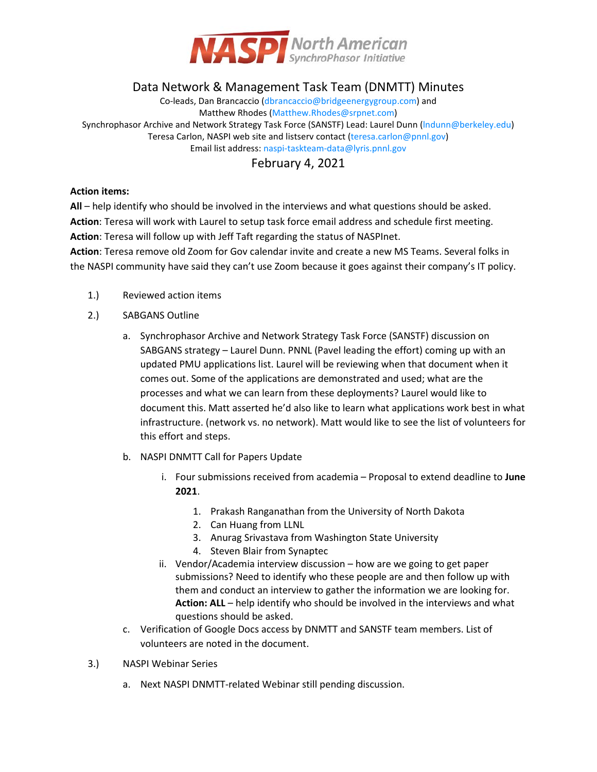**NASPI** North American SynchroPhasor Initiative

# Data Network & Management Task Team (DNMTT) Minutes

Co-leads, Dan Brancaccio (dbrancaccio@bridgeenergygroup.com) and
Matthew Rhodes (Matthew.Rhodes@srpnet.com)
Synchrophasor Archive and Network Strategy Task Force (SANSTF) Lead: Laurel Dunn (lndunn@berkeley.edu)
Teresa Carlon, NASPI web site and listserv contact (teresa.carlon@pnnl.gov)
Email list address: naspi-taskteam-data@lyris.pnnl.gov

## February 4, 2021

**Action items:**

**All** – help identify who should be involved in the interviews and what questions should be asked.
**Action**: Teresa will work with Laurel to setup task force email address and schedule first meeting.
**Action**: Teresa will follow up with Jeff Taft regarding the status of NASPInet.
**Action**: Teresa remove old Zoom for Gov calendar invite and create a new MS Teams. Several folks in the NASPI community have said they can't use Zoom because it goes against their company's IT policy.

1.) Reviewed action items
2.) SABGANS Outline
   a. Synchrophasor Archive and Network Strategy Task Force (SANSTF) discussion on SABGANS strategy – Laurel Dunn. PNNL (Pavel leading the effort) coming up with an updated PMU applications list. Laurel will be reviewing when that document when it comes out. Some of the applications are demonstrated and used; what are the processes and what we can learn from these deployments? Laurel would like to document this. Matt asserted he'd also like to learn what applications work best in what infrastructure. (network vs. no network). Matt would like to see the list of volunteers for this effort and steps.
   b. NASPI DNMTT Call for Papers Update
      i. Four submissions received from academia – Proposal to extend deadline to **June 2021**.
         1. Prakash Ranganathan from the University of North Dakota
         2. Can Huang from LLNL
         3. Anurag Srivastava from Washington State University
         4. Steven Blair from Synaptec
      ii. Vendor/Academia interview discussion – how are we going to get paper submissions? Need to identify who these people are and then follow up with them and conduct an interview to gather the information we are looking for. **Action: ALL** – help identify who should be involved in the interviews and what questions should be asked.
   c. Verification of Google Docs access by DNMTT and SANSTF team members. List of volunteers are noted in the document.
3.) NASPI Webinar Series
   a. Next NASPI DNMTT-related Webinar still pending discussion.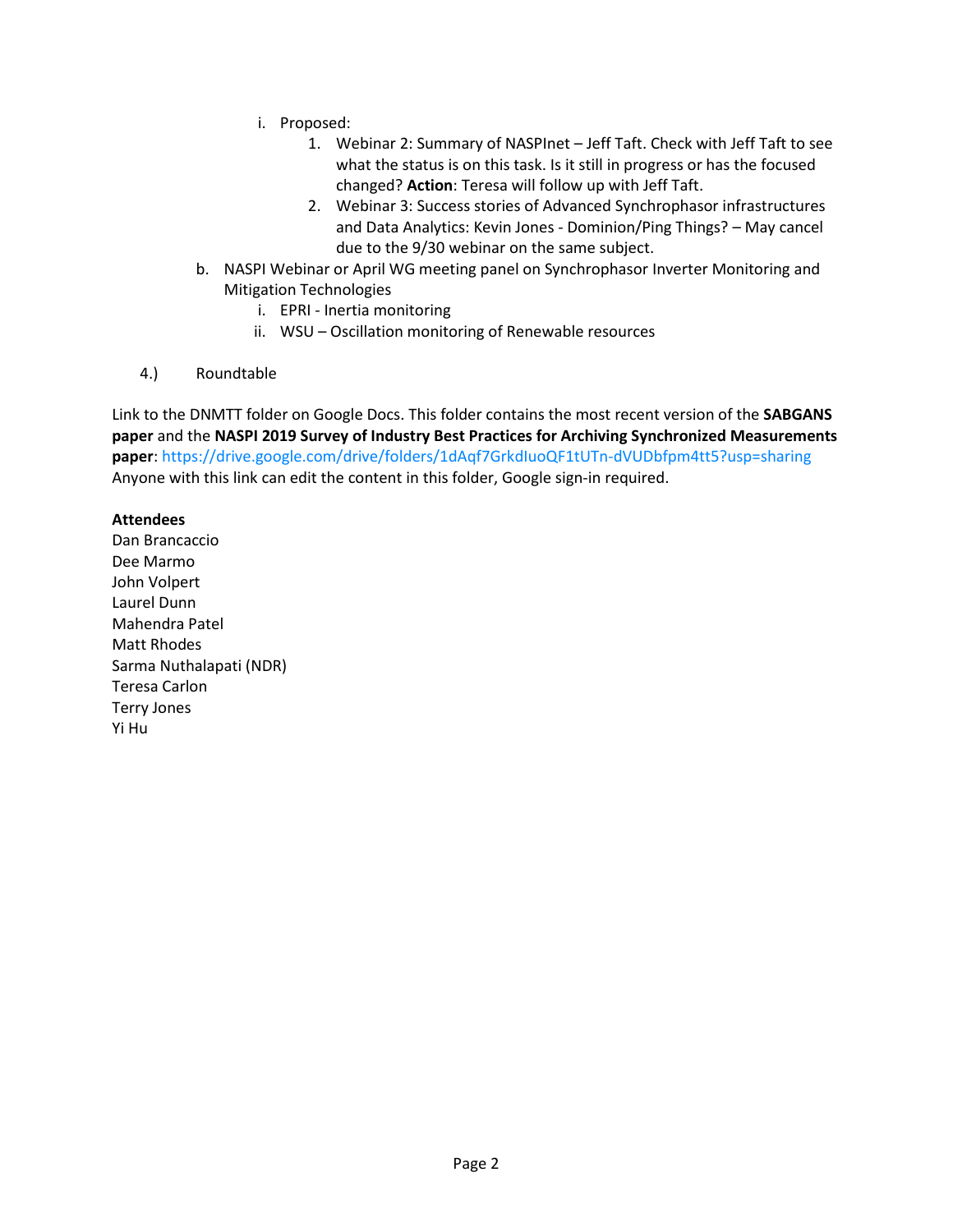i. Proposed:
    1. Webinar 2: Summary of NASPInet – Jeff Taft. Check with Jeff Taft to see what the status is on this task. Is it still in progress or has the focused changed? **Action**: Teresa will follow up with Jeff Taft.
    2. Webinar 3: Success stories of Advanced Synchrophasor infrastructures and Data Analytics: Kevin Jones - Dominion/Ping Things? – May cancel due to the 9/30 webinar on the same subject.

b. NASPI Webinar or April WG meeting panel on Synchrophasor Inverter Monitoring and Mitigation Technologies
    i. EPRI - Inertia monitoring
    ii. WSU – Oscillation monitoring of Renewable resources

4.) Roundtable

Link to the DNMTT folder on Google Docs. This folder contains the most recent version of the **SABGANS paper** and the **NASPI 2019 Survey of Industry Best Practices for Archiving Synchronized Measurements paper**: https://drive.google.com/drive/folders/1dAqf7GrkdIuoQF1tUTn-dVUDbfpm4tt5?usp=sharing
Anyone with this link can edit the content in this folder, Google sign-in required.

**Attendees**

Dan Brancaccio
Dee Marmo
John Volpert
Laurel Dunn
Mahendra Patel
Matt Rhodes
Sarma Nuthalapati (NDR)
Teresa Carlon
Terry Jones
Yi Hu